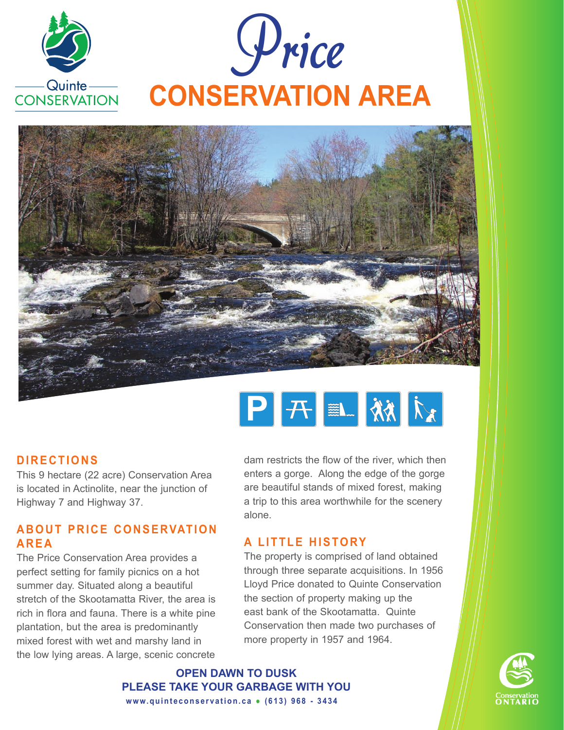Quinte CONSERVATION

# Price CONSERVATION AREA

## DIRECTIONS

This 9 hectare (22 acre) Conservation Area is located in Actinolite, near the junction of Highway 7 and Highway 37.

## ABOUT PRICE CONSERVATION AREA

The Price Conservation Area provides a perfect setting for family picnics on a hot summer day. Situated along a beautiful stretch of the Skootamatta River, the area is rich in flora and fauna. There is a white pine plantation, but the area is predominantly mixed forest with wet and marshy land in the low lying areas. A large, scenic concrete dam restricts the flow of the river, which then enters a gorge. Along the edge of the gorge are beautiful stands of mixed forest, making a trip to this area worthwhile for the scenery alone.

## A LITTLE HISTORY

The property is comprised of land obtained through three separate acquisitions. In 1956 Lloyd Price donated to Quinte Conservation the section of property making up the east bank of the Skootamatta. Quinte Conservation then made two purchases of more property in 1957 and 1964.

**OPEN DAWN TO DUSK**
**PLEASE TAKE YOUR GARBAGE WITH YOU**

**www.quinteconservation.ca • (613) 968 - 3434**

Conservation ONTARIO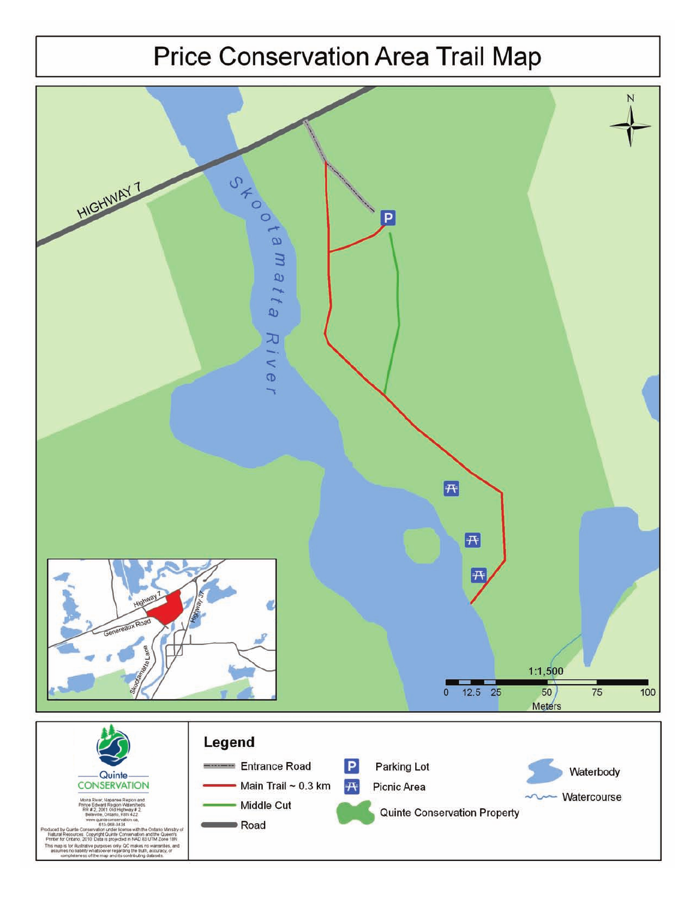# Price Conservation Area Trail Map

HIGHWAY 7

Skootamatta River

N

1:1,500

0 12.5 25 50 75 100

Meters

Highway 7

Genereaux Road

Highway 37

Skootamatta Lane

## Legend

- Entrance Road
- Main Trail ~ 0.3 km
- Middle Cut
- Road
- Parking Lot
- Picnic Area
- Quinte Conservation Property
- Waterbody
- Watercourse

Quinte CONSERVATION

Moira River, Napanee Region and Prince Edward Region Watersheds
RR # 2, 2061 Old Highway # 2
Belleville, Ontario, K8N 4Z2
www.quinteconservation.ca
613-968-3434

Produced by Quinte Conservation under license with the Ontario Ministry of Natural Resources. Copyright Quinte Conservation and the Queen's Printer for Ontario, 2010. Data is projected in NAD 83 UTM Zone 18N.

This map is for illustrative purposes only. QC makes no warranties, and assumes no liability whatsoever regarding the truth, accuracy, or completeness of the map and its contributing datasets.